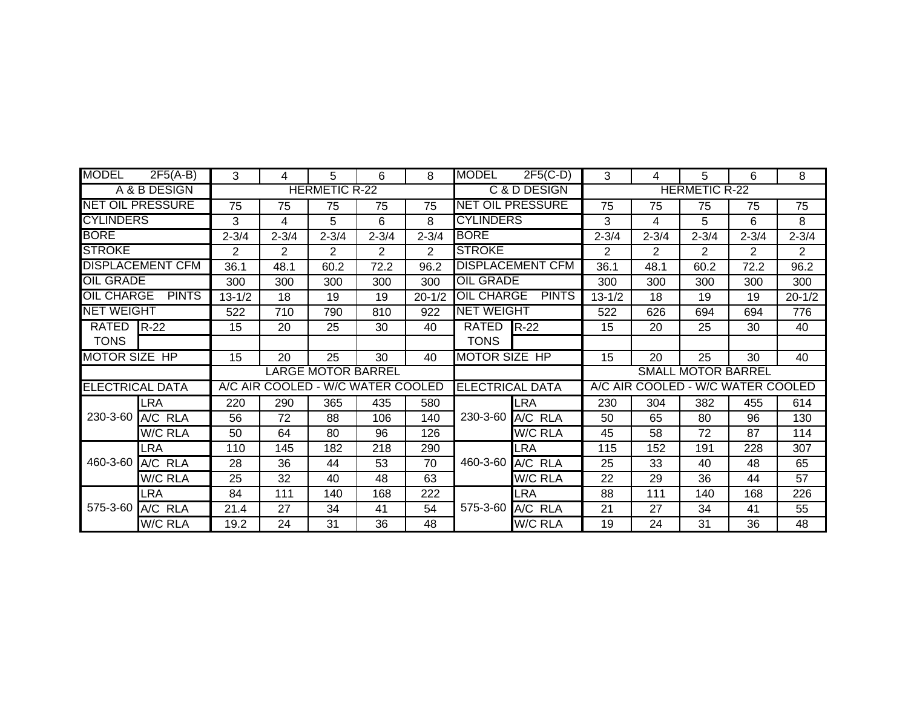| MODEL | 2F5(A-B) | 3 | 4 | 5 | 6 | 8 | MODEL | 2F5(C-D) | 3 | 4 | 5 | 6 | 8 |
|---|---|---|---|---|---|---|---|---|---|---|---|---|---|
| A & B DESIGN | | HERMETIC R-22 | | | | | C & D DESIGN | | HERMETIC R-22 | | | | |
| NET OIL PRESSURE | | 75 | 75 | 75 | 75 | 75 | NET OIL PRESSURE | | 75 | 75 | 75 | 75 | 75 |
| CYLINDERS | | 3 | 4 | 5 | 6 | 8 | CYLINDERS | | 3 | 4 | 5 | 6 | 8 |
| BORE | | 2-3/4 | 2-3/4 | 2-3/4 | 2-3/4 | 2-3/4 | BORE | | 2-3/4 | 2-3/4 | 2-3/4 | 2-3/4 | 2-3/4 |
| STROKE | | 2 | 2 | 2 | 2 | 2 | STROKE | | 2 | 2 | 2 | 2 | 2 |
| DISPLACEMENT CFM | | 36.1 | 48.1 | 60.2 | 72.2 | 96.2 | DISPLACEMENT CFM | | 36.1 | 48.1 | 60.2 | 72.2 | 96.2 |
| OIL GRADE | | 300 | 300 | 300 | 300 | 300 | OIL GRADE | | 300 | 300 | 300 | 300 | 300 |
| OIL CHARGE PINTS | | 13-1/2 | 18 | 19 | 19 | 20-1/2 | OIL CHARGE PINTS | | 13-1/2 | 18 | 19 | 19 | 20-1/2 |
| NET WEIGHT | | 522 | 710 | 790 | 810 | 922 | NET WEIGHT | | 522 | 626 | 694 | 694 | 776 |
| RATED TONS | R-22 | 15 | 20 | 25 | 30 | 40 | RATED TONS | R-22 | 15 | 20 | 25 | 30 | 40 |
| MOTOR SIZE HP | | 15 | 20 | 25 | 30 | 40 | MOTOR SIZE HP | | 15 | 20 | 25 | 30 | 40 |
| | | LARGE MOTOR BARREL | | | | | | | SMALL MOTOR BARREL | | | | |
| ELECTRICAL DATA | | A/C AIR COOLED - W/C WATER COOLED | | | | | ELECTRICAL DATA | | A/C AIR COOLED - W/C WATER COOLED | | | | |
| 230-3-60 | LRA | 220 | 290 | 365 | 435 | 580 | 230-3-60 | LRA | 230 | 304 | 382 | 455 | 614 |
| | A/C RLA | 56 | 72 | 88 | 106 | 140 | | A/C RLA | 50 | 65 | 80 | 96 | 130 |
| | W/C RLA | 50 | 64 | 80 | 96 | 126 | | W/C RLA | 45 | 58 | 72 | 87 | 114 |
| 460-3-60 | LRA | 110 | 145 | 182 | 218 | 290 | 460-3-60 | LRA | 115 | 152 | 191 | 228 | 307 |
| | A/C RLA | 28 | 36 | 44 | 53 | 70 | | A/C RLA | 25 | 33 | 40 | 48 | 65 |
| | W/C RLA | 25 | 32 | 40 | 48 | 63 | | W/C RLA | 22 | 29 | 36 | 44 | 57 |
| 575-3-60 | LRA | 84 | 111 | 140 | 168 | 222 | 575-3-60 | LRA | 88 | 111 | 140 | 168 | 226 |
| | A/C RLA | 21.4 | 27 | 34 | 41 | 54 | | A/C RLA | 21 | 27 | 34 | 41 | 55 |
| | W/C RLA | 19.2 | 24 | 31 | 36 | 48 | | W/C RLA | 19 | 24 | 31 | 36 | 48 |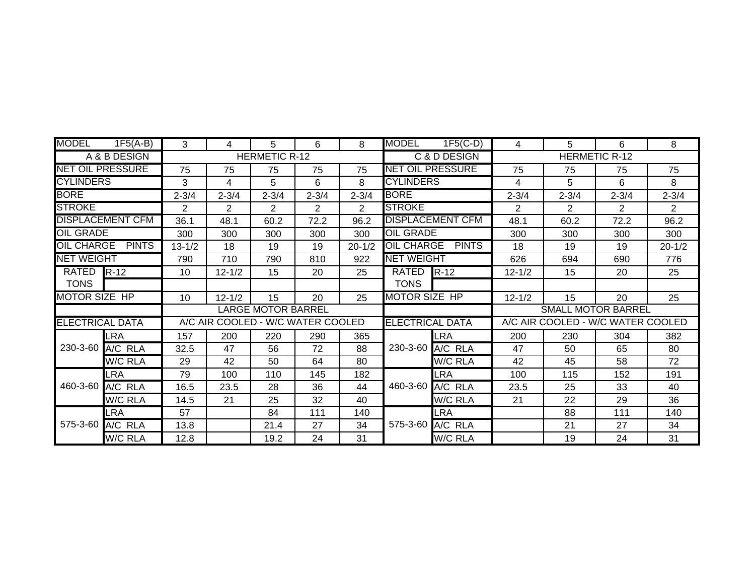| MODEL | 1F5(A-B) | 3 | 4 | 5 | 6 | 8 |
|---|---|---|---|---|---|---|
| A & B DESIGN | | HERMETIC R-12 | | | | |
| NET OIL PRESSURE | | 75 | 75 | 75 | 75 | 75 |
| CYLINDERS | | 3 | 4 | 5 | 6 | 8 |
| BORE | | 2-3/4 | 2-3/4 | 2-3/4 | 2-3/4 | 2-3/4 |
| STROKE | | 2 | 2 | 2 | 2 | 2 |
| DISPLACEMENT CFM | | 36.1 | 48.1 | 60.2 | 72.2 | 96.2 |
| OIL GRADE | | 300 | 300 | 300 | 300 | 300 |
| OIL CHARGE PINTS | | 13-1/2 | 18 | 19 | 19 | 20-1/2 |
| NET WEIGHT | | 790 | 710 | 790 | 810 | 922 |
| RATED | R-12 | 10 | 12-1/2 | 15 | 20 | 25 |
| TONS | | | | | | |
| MOTOR SIZE HP | | 10 | 12-1/2 | 15 | 20 | 25 |
| | | LARGE MOTOR BARREL | | | | |
| ELECTRICAL DATA | | A/C AIR COOLED - W/C WATER COOLED | | | | |
| 230-3-60 | LRA | 157 | 200 | 220 | 290 | 365 |
| | A/C RLA | 32.5 | 47 | 56 | 72 | 88 |
| | W/C RLA | 29 | 42 | 50 | 64 | 80 |
| 460-3-60 | LRA | 79 | 100 | 110 | 145 | 182 |
| | A/C RLA | 16.5 | 23.5 | 28 | 36 | 44 |
| | W/C RLA | 14.5 | 21 | 25 | 32 | 40 |
| 575-3-60 | LRA | 57 | | 84 | 111 | 140 |
| | A/C RLA | 13.8 | | 21.4 | 27 | 34 |
| | W/C RLA | 12.8 | | 19.2 | 24 | 31 |

| MODEL | 1F5(C-D) | 4 | 5 | 6 | 8 |
|---|---|---|---|---|---|
| C & D DESIGN | | HERMETIC R-12 | | | |
| NET OIL PRESSURE | | 75 | 75 | 75 | 75 |
| CYLINDERS | | 4 | 5 | 6 | 8 |
| BORE | | 2-3/4 | 2-3/4 | 2-3/4 | 2-3/4 |
| STROKE | | 2 | 2 | 2 | 2 |
| DISPLACEMENT CFM | | 48.1 | 60.2 | 72.2 | 96.2 |
| OIL GRADE | | 300 | 300 | 300 | 300 |
| OIL CHARGE PINTS | | 18 | 19 | 19 | 20-1/2 |
| NET WEIGHT | | 626 | 694 | 690 | 776 |
| RATED | R-12 | 12-1/2 | 15 | 20 | 25 |
| TONS | | | | | |
| MOTOR SIZE HP | | 12-1/2 | 15 | 20 | 25 |
| | | SMALL MOTOR BARREL | | | |
| ELECTRICAL DATA | | A/C AIR COOLED - W/C WATER COOLED | | | |
| 230-3-60 | LRA | 200 | 230 | 304 | 382 |
| | A/C RLA | 47 | 50 | 65 | 80 |
| | W/C RLA | 42 | 45 | 58 | 72 |
| 460-3-60 | LRA | 100 | 115 | 152 | 191 |
| | A/C RLA | 23.5 | 25 | 33 | 40 |
| | W/C RLA | 21 | 22 | 29 | 36 |
| 575-3-60 | LRA | | 88 | 111 | 140 |
| | A/C RLA | | 21 | 27 | 34 |
| | W/C RLA | | 19 | 24 | 31 |